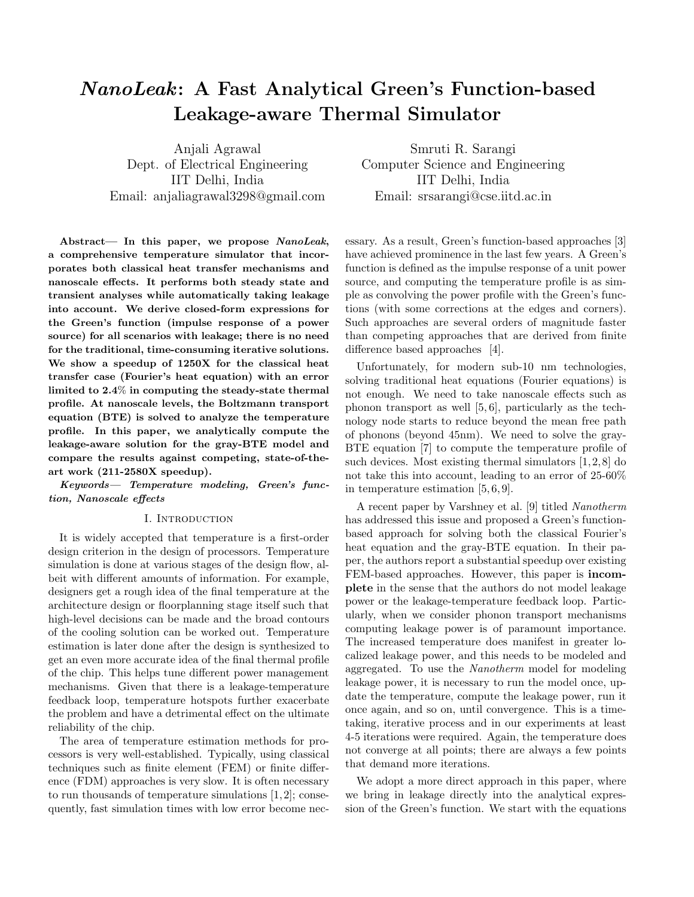# *NanoLeak*: A Fast Analytical Green's Function-based Leakage-aware Thermal Simulator

Anjali Agrawal
Dept. of Electrical Engineering
IIT Delhi, India
Email: anjaliagrawal3298@gmail.com

Smruti R. Sarangi
Computer Science and Engineering
IIT Delhi, India
Email: srsarangi@cse.iitd.ac.in

**Abstract— In this paper, we propose *NanoLeak*, a comprehensive temperature simulator that incorporates both classical heat transfer mechanisms and nanoscale effects. It performs both steady state and transient analyses while automatically taking leakage into account. We derive closed-form expressions for the Green's function (impulse response of a power source) for all scenarios with leakage; there is no need for the traditional, time-consuming iterative solutions. We show a speedup of 1250X for the classical heat transfer case (Fourier's heat equation) with an error limited to 2.4% in computing the steady-state thermal profile. At nanoscale levels, the Boltzmann transport equation (BTE) is solved to analyze the temperature profile. In this paper, we analytically compute the leakage-aware solution for the gray-BTE model and compare the results against competing, state-of-the-art work (211-2580X speedup).**

***Keywords— Temperature modeling, Green's function, Nanoscale effects***

## I. Introduction

It is widely accepted that temperature is a first-order design criterion in the design of processors. Temperature simulation is done at various stages of the design flow, albeit with different amounts of information. For example, designers get a rough idea of the final temperature at the architecture design or floorplanning stage itself such that high-level decisions can be made and the broad contours of the cooling solution can be worked out. Temperature estimation is later done after the design is synthesized to get an even more accurate idea of the final thermal profile of the chip. This helps tune different power management mechanisms. Given that there is a leakage-temperature feedback loop, temperature hotspots further exacerbate the problem and have a detrimental effect on the ultimate reliability of the chip.

The area of temperature estimation methods for processors is very well-established. Typically, using classical techniques such as finite element (FEM) or finite difference (FDM) approaches is very slow. It is often necessary to run thousands of temperature simulations [1, 2]; consequently, fast simulation times with low error become necessary. As a result, Green's function-based approaches [3] have achieved prominence in the last few years. A Green's function is defined as the impulse response of a unit power source, and computing the temperature profile is as simple as convolving the power profile with the Green's functions (with some corrections at the edges and corners). Such approaches are several orders of magnitude faster than competing approaches that are derived from finite difference based approaches [4].

Unfortunately, for modern sub-10 nm technologies, solving traditional heat equations (Fourier equations) is not enough. We need to take nanoscale effects such as phonon transport as well [5, 6], particularly as the technology node starts to reduce beyond the mean free path of phonons (beyond 45nm). We need to solve the gray-BTE equation [7] to compute the temperature profile of such devices. Most existing thermal simulators [1, 2, 8] do not take this into account, leading to an error of 25-60% in temperature estimation [5, 6, 9].

A recent paper by Varshney et al. [9] titled *Nanotherm* has addressed this issue and proposed a Green's function-based approach for solving both the classical Fourier's heat equation and the gray-BTE equation. In their paper, the authors report a substantial speedup over existing FEM-based approaches. However, this paper is **incomplete** in the sense that the authors do not model leakage power or the leakage-temperature feedback loop. Particularly, when we consider phonon transport mechanisms computing leakage power is of paramount importance. The increased temperature does manifest in greater localized leakage power, and this needs to be modeled and aggregated. To use the *Nanotherm* model for modeling leakage power, it is necessary to run the model once, update the temperature, compute the leakage power, run it once again, and so on, until convergence. This is a time-taking, iterative process and in our experiments at least 4-5 iterations were required. Again, the temperature does not converge at all points; there are always a few points that demand more iterations.

We adopt a more direct approach in this paper, where we bring in leakage directly into the analytical expression of the Green's function. We start with the equations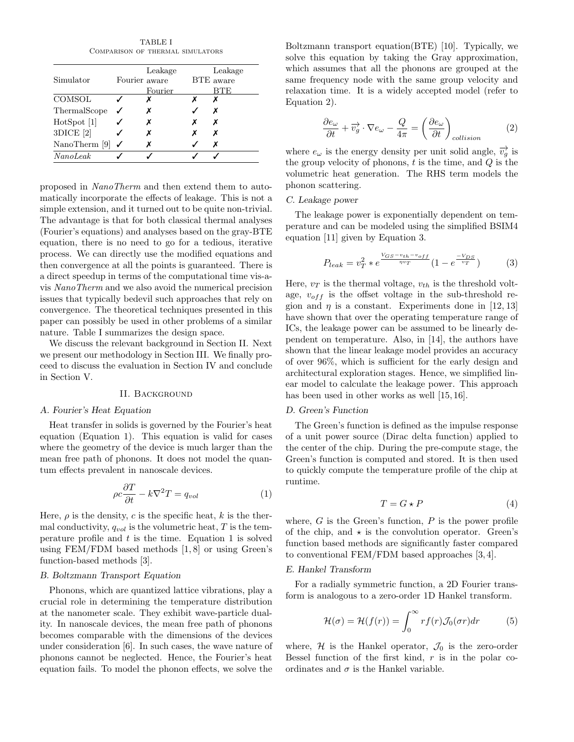TABLE I
COMPARISON OF THERMAL SIMULATORS

| Simulator | Fourier | Leakage aware Fourier | BTE | Leakage aware BTE |
|---|---|---|---|---|
| COMSOL | ✓ | ✗ | ✗ | ✗ |
| ThermalScope | ✓ | ✗ | ✓ | ✗ |
| HotSpot [1] | ✓ | ✗ | ✗ | ✗ |
| 3DICE [2] | ✓ | ✗ | ✗ | ✗ |
| NanoTherm [9] | ✓ | ✗ | ✓ | ✗ |
| *NanoLeak* | ✓ | ✓ | ✓ | ✓ |

proposed in *NanoTherm* and then extend them to automatically incorporate the effects of leakage. This is not a simple extension, and it turned out to be quite non-trivial. The advantage is that for both classical thermal analyses (Fourier's equations) and analyses based on the gray-BTE equation, there is no need to go for a tedious, iterative process. We can directly use the modified equations and then convergence at all the points is guaranteed. There is a direct speedup in terms of the computational time vis-a-vis *NanoTherm* and we also avoid the numerical precision issues that typically bedevil such approaches that rely on convergence. The theoretical techniques presented in this paper can possibly be used in other problems of a similar nature. Table I summarizes the design space.

We discuss the relevant background in Section II. Next we present our methodology in Section III. We finally proceed to discuss the evaluation in Section IV and conclude in Section V.

## II. Background

### A. Fourier's Heat Equation

Heat transfer in solids is governed by the Fourier's heat equation (Equation 1). This equation is valid for cases where the geometry of the device is much larger than the mean free path of phonons. It does not model the quantum effects prevalent in nanoscale devices.

$$\rho c \frac{\partial T}{\partial t} - k\nabla^2 T = q_{vol} \tag{1}$$

Here, $\rho$ is the density, $c$ is the specific heat, $k$ is the thermal conductivity, $q_{vol}$ is the volumetric heat, $T$ is the temperature profile and $t$ is the time. Equation 1 is solved using FEM/FDM based methods [1, 8] or using Green's function-based methods [3].

### B. Boltzmann Transport Equation

Phonons, which are quantized lattice vibrations, play a crucial role in determining the temperature distribution at the nanometer scale. They exhibit wave-particle duality. In nanoscale devices, the mean free path of phonons becomes comparable with the dimensions of the devices under consideration [6]. In such cases, the wave nature of phonons cannot be neglected. Hence, the Fourier's heat equation fails. To model the phonon effects, we solve the Boltzmann transport equation(BTE) [10]. Typically, we solve this equation by taking the Gray approximation, which assumes that all the phonons are grouped at the same frequency node with the same group velocity and relaxation time. It is a widely accepted model (refer to Equation 2).

$$\frac{\partial e_\omega}{\partial t} + \overrightarrow{v_g} \cdot \nabla e_\omega - \frac{Q}{4\pi} = \left(\frac{\partial e_\omega}{\partial t}\right)_{collision} \tag{2}$$

where $e_\omega$ is the energy density per unit solid angle, $\overrightarrow{v_g}$ is the group velocity of phonons, $t$ is the time, and $Q$ is the volumetric heat generation. The RHS term models the phonon scattering.

### C. Leakage power

The leakage power is exponentially dependent on temperature and can be modeled using the simplified BSIM4 equation [11] given by Equation 3.

$$P_{leak} = v_T^2 * e^{\frac{V_{GS} - v_{th} - v_{off}}{\eta v_T}} (1 - e^{\frac{-V_{DS}}{v_T}}) \tag{3}$$

Here, $v_T$ is the thermal voltage, $v_{th}$ is the threshold voltage, $v_{off}$ is the offset voltage in the sub-threshold region and $\eta$ is a constant. Experiments done in [12, 13] have shown that over the operating temperature range of ICs, the leakage power can be assumed to be linearly dependent on temperature. Also, in [14], the authors have shown that the linear leakage model provides an accuracy of over 96%, which is sufficient for the early design and architectural exploration stages. Hence, we simplified linear model to calculate the leakage power. This approach has been used in other works as well [15, 16].

### D. Green's Function

The Green's function is defined as the impulse response of a unit power source (Dirac delta function) applied to the center of the chip. During the pre-compute stage, the Green's function is computed and stored. It is then used to quickly compute the temperature profile of the chip at runtime.

$$T = G \star P \tag{4}$$

where, $G$ is the Green's function, $P$ is the power profile of the chip, and $\star$ is the convolution operator. Green's function based methods are significantly faster compared to conventional FEM/FDM based approaches [3, 4].

### E. Hankel Transform

For a radially symmetric function, a 2D Fourier transform is analogous to a zero-order 1D Hankel transform.

$$\mathcal{H}(\sigma) = \mathcal{H}(f(r)) = \int_0^\infty r f(r) \mathcal{J}_0(\sigma r) dr \tag{5}$$

where, $\mathcal{H}$ is the Hankel operator, $\mathcal{J}_0$ is the zero-order Bessel function of the first kind, $r$ is in the polar coordinates and $\sigma$ is the Hankel variable.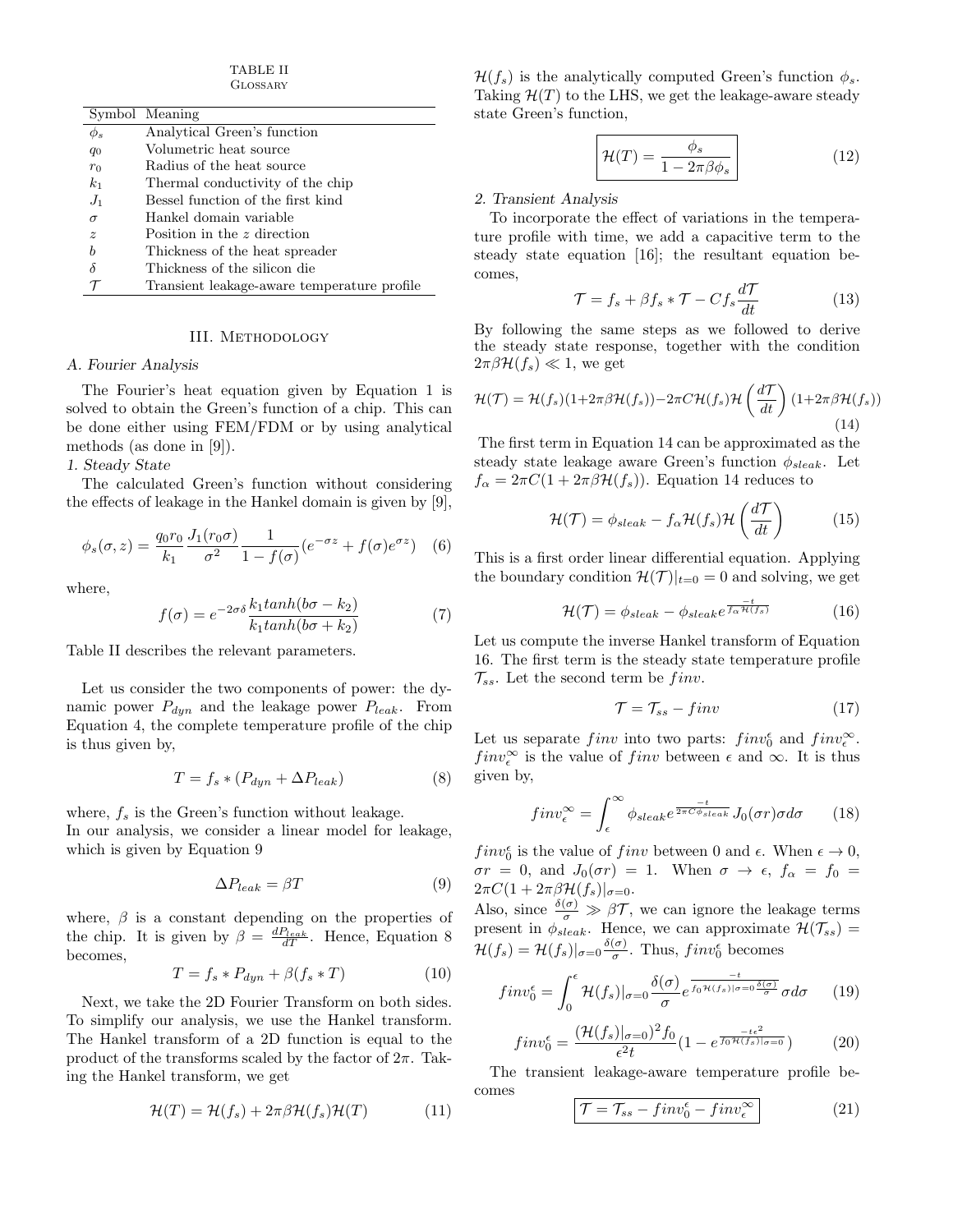TABLE II
GLOSSARY

| Symbol | Meaning |
| --- | --- |
| $\phi_s$ | Analytical Green's function |
| $q_0$ | Volumetric heat source |
| $r_0$ | Radius of the heat source |
| $k_1$ | Thermal conductivity of the chip |
| $J_1$ | Bessel function of the first kind |
| $\sigma$ | Hankel domain variable |
| $z$ | Position in the $z$ direction |
| $b$ | Thickness of the heat spreader |
| $\delta$ | Thickness of the silicon die |
| $\mathcal{T}$ | Transient leakage-aware temperature profile |

## III. Methodology

### A. Fourier Analysis

The Fourier's heat equation given by Equation 1 is solved to obtain the Green's function of a chip. This can be done either using FEM/FDM or by using analytical methods (as done in [9]).

#### 1. Steady State

The calculated Green's function without considering the effects of leakage in the Hankel domain is given by [9],

$$\phi_s(\sigma, z) = \frac{q_0 r_0}{k_1} \frac{J_1(r_0\sigma)}{\sigma^2} \frac{1}{1 - f(\sigma)} (e^{-\sigma z} + f(\sigma) e^{\sigma z}) \quad (6)$$

where,

$$f(\sigma) = e^{-2\sigma\delta} \frac{k_1 tanh(b\sigma - k_2)}{k_1 tanh(b\sigma + k_2)} \quad (7)$$

Table II describes the relevant parameters.

Let us consider the two components of power: the dynamic power $P_{dyn}$ and the leakage power $P_{leak}$. From Equation 4, the complete temperature profile of the chip is thus given by,

$$T = f_s * (P_{dyn} + \Delta P_{leak}) \quad (8)$$

where, $f_s$ is the Green's function without leakage.
In our analysis, we consider a linear model for leakage, which is given by Equation 9

$$\Delta P_{leak} = \beta T \quad (9)$$

where, $\beta$ is a constant depending on the properties of the chip. It is given by $\beta = \frac{dP_{leak}}{dT}$. Hence, Equation 8 becomes,

$$T = f_s * P_{dyn} + \beta (f_s * T) \quad (10)$$

Next, we take the 2D Fourier Transform on both sides. To simplify our analysis, we use the Hankel transform. The Hankel transform of a 2D function is equal to the product of the transforms scaled by the factor of $2\pi$. Taking the Hankel transform, we get

$$\mathcal{H}(T) = \mathcal{H}(f_s) + 2\pi\beta \mathcal{H}(f_s)\mathcal{H}(T) \quad (11)$$

$\mathcal{H}(f_s)$ is the analytically computed Green's function $\phi_s$. Taking $\mathcal{H}(T)$ to the LHS, we get the leakage-aware steady state Green's function,

$$\boxed{\mathcal{H}(T) = \frac{\phi_s}{1 - 2\pi\beta\phi_s}} \quad (12)$$

#### 2. Transient Analysis

To incorporate the effect of variations in the temperature profile with time, we add a capacitive term to the steady state equation [16]; the resultant equation becomes,

$$\mathcal{T} = f_s + \beta f_s * \mathcal{T} - C f_s \frac{d\mathcal{T}}{dt} \quad (13)$$

By following the same steps as we followed to derive the steady state response, together with the condition $2\pi\beta\mathcal{H}(f_s) \ll 1$, we get

$$\mathcal{H}(\mathcal{T}) = \mathcal{H}(f_s)(1 + 2\pi\beta\mathcal{H}(f_s)) - 2\pi C \mathcal{H}(f_s) \mathcal{H}\left(\frac{d\mathcal{T}}{dt}\right)(1 + 2\pi\beta\mathcal{H}(f_s)) \quad (14)$$

The first term in Equation 14 can be approximated as the steady state leakage aware Green's function $\phi_{sleak}$. Let $f_\alpha = 2\pi C(1 + 2\pi\beta\mathcal{H}(f_s))$. Equation 14 reduces to

$$\mathcal{H}(\mathcal{T}) = \phi_{sleak} - f_\alpha \mathcal{H}(f_s) \mathcal{H}\left(\frac{d\mathcal{T}}{dt}\right) \quad (15)$$

This is a first order linear differential equation. Applying the boundary condition $\mathcal{H}(\mathcal{T})|_{t=0} = 0$ and solving, we get

$$\mathcal{H}(\mathcal{T}) = \phi_{sleak} - \phi_{sleak} e^{\frac{-t}{f_\alpha \mathcal{H}(f_s)}} \quad (16)$$

Let us compute the inverse Hankel transform of Equation 16. The first term is the steady state temperature profile $\mathcal{T}_{ss}$. Let the second term be $finv$.

$$\mathcal{T} = \mathcal{T}_{ss} - finv \quad (17)$$

Let us separate $finv$ into two parts: $finv_0^\epsilon$ and $finv_\epsilon^\infty$. $finv_\epsilon^\infty$ is the value of $finv$ between $\epsilon$ and $\infty$. It is thus given by,

$$finv_\epsilon^\infty = \int_\epsilon^\infty \phi_{sleak} e^{\frac{-t}{2\pi C \phi_{sleak}}} J_0(\sigma r) \sigma d\sigma \quad (18)$$

$finv_0^\epsilon$ is the value of $finv$ between 0 and $\epsilon$. When $\epsilon \to 0$, $\sigma r = 0$, and $J_0(\sigma r) = 1$. When $\sigma \to \epsilon$, $f_\alpha = f_0 = 2\pi C(1 + 2\pi\beta\mathcal{H}(f_s)|_{\sigma=0}$.
Also, since $\frac{\delta(\sigma)}{\sigma} \gg \beta\mathcal{T}$, we can ignore the leakage terms present in $\phi_{sleak}$. Hence, we can approximate $\mathcal{H}(\mathcal{T}_{ss}) = \mathcal{H}(f_s) = \mathcal{H}(f_s)|_{\sigma=0} \frac{\delta(\sigma)}{\sigma}$. Thus, $finv_0^\epsilon$ becomes

$$finv_0^\epsilon = \int_0^\epsilon \mathcal{H}(f_s)|_{\sigma=0} \frac{\delta(\sigma)}{\sigma} e^{\frac{-t}{f_0 \mathcal{H}(f_s)|_{\sigma=0} \frac{\delta(\sigma)}{\sigma}}} \sigma d\sigma \quad (19)$$

$$finv_0^\epsilon = \frac{(\mathcal{H}(f_s)|_{\sigma=0})^2 f_0}{\epsilon^2 t} (1 - e^{\frac{-t\epsilon^2}{f_0 \mathcal{H}(f_s)|_{\sigma=0}}}) \quad (20)$$

The transient leakage-aware temperature profile becomes

$$\boxed{\mathcal{T} = \mathcal{T}_{ss} - finv_0^\epsilon - finv_\epsilon^\infty} \quad (21)$$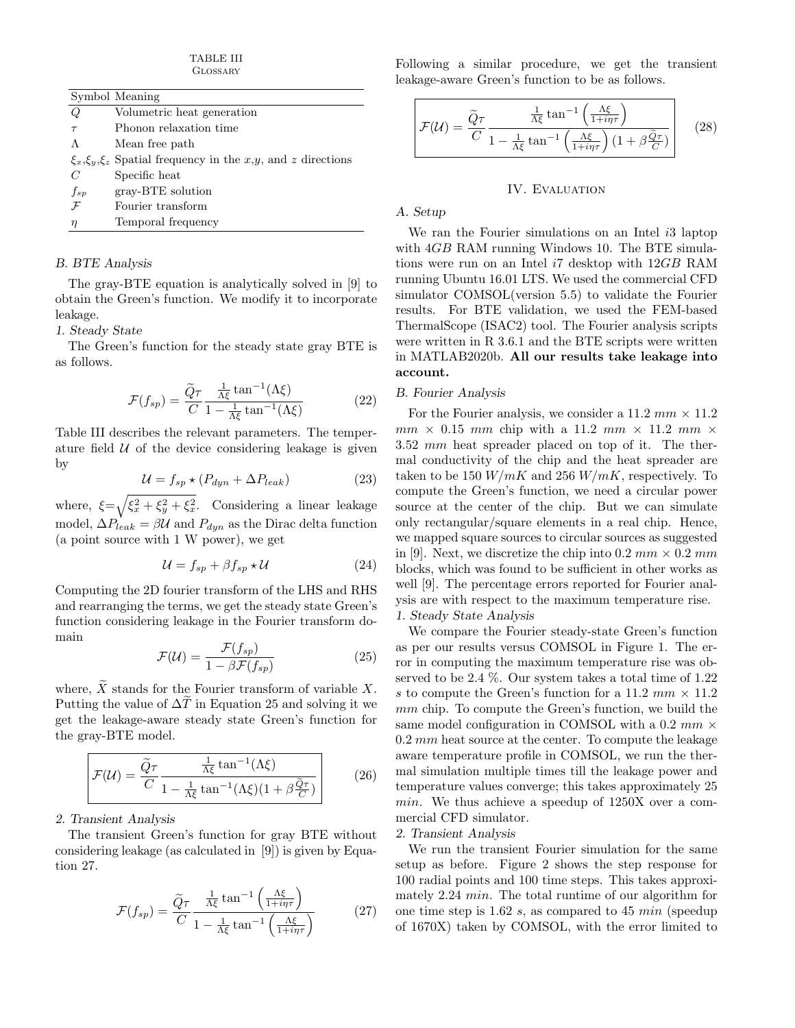TABLE III
GLOSSARY

| Symbol | Meaning |
|---|---|
| $Q$ | Volumetric heat generation |
| $\tau$ | Phonon relaxation time |
| $\Lambda$ | Mean free path |
| $\xi_x$,$\xi_y$,$\xi_z$ | Spatial frequency in the $x$,$y$, and $z$ directions |
| $C$ | Specific heat |
| $f_{sp}$ | gray-BTE solution |
| $\mathcal{F}$ | Fourier transform |
| $\eta$ | Temporal frequency |

### B. BTE Analysis

The gray-BTE equation is analytically solved in [9] to obtain the Green's function. We modify it to incorporate leakage.

#### 1. Steady State

The Green's function for the steady state gray BTE is as follows.

$$\mathcal{F}(f_{sp}) = \frac{\widetilde{Q}\tau}{C} \frac{\frac{1}{\Lambda\xi}\tan^{-1}(\Lambda\xi)}{1 - \frac{1}{\Lambda\xi}\tan^{-1}(\Lambda\xi)} \tag{22}$$

Table III describes the relevant parameters. The temperature field $\mathcal{U}$ of the device considering leakage is given by

$$\mathcal{U} = f_{sp} \star (P_{dyn} + \Delta P_{leak}) \tag{23}$$

where, $\xi=\sqrt{\xi_x^2 + \xi_y^2 + \xi_x^2}$. Considering a linear leakage model, $\Delta P_{leak} = \beta\mathcal{U}$ and $P_{dyn}$ as the Dirac delta function (a point source with 1 W power), we get

$$\mathcal{U} = f_{sp} + \beta f_{sp} \star \mathcal{U} \tag{24}$$

Computing the 2D fourier transform of the LHS and RHS and rearranging the terms, we get the steady state Green's function considering leakage in the Fourier transform domain

$$\mathcal{F}(\mathcal{U}) = \frac{\mathcal{F}(f_{sp})}{1 - \beta\mathcal{F}(f_{sp})} \tag{25}$$

where, $\widetilde{X}$ stands for the Fourier transform of variable $X$. Putting the value of $\Delta\widetilde{T}$ in Equation 25 and solving it we get the leakage-aware steady state Green's function for the gray-BTE model.

$$\boxed{\mathcal{F}(\mathcal{U}) = \frac{\widetilde{Q}\tau}{C} \frac{\frac{1}{\Lambda\xi}\tan^{-1}(\Lambda\xi)}{1 - \frac{1}{\Lambda\xi}\tan^{-1}(\Lambda\xi)(1 + \beta\frac{\widetilde{Q}\tau}{C})}} \tag{26}$$

#### 2. Transient Analysis

The transient Green's function for gray BTE without considering leakage (as calculated in [9]) is given by Equation 27.

$$\mathcal{F}(f_{sp}) = \frac{\widetilde{Q}\tau}{C} \frac{\frac{1}{\Lambda\xi}\tan^{-1}\left(\frac{\Lambda\xi}{1+i\eta\tau}\right)}{1 - \frac{1}{\Lambda\xi}\tan^{-1}\left(\frac{\Lambda\xi}{1+i\eta\tau}\right)} \tag{27}$$

Following a similar procedure, we get the transient leakage-aware Green's function to be as follows.

$$\boxed{\mathcal{F}(\mathcal{U}) = \frac{\widetilde{Q}\tau}{C} \frac{\frac{1}{\Lambda\xi}\tan^{-1}\left(\frac{\Lambda\xi}{1+i\eta\tau}\right)}{1 - \frac{1}{\Lambda\xi}\tan^{-1}\left(\frac{\Lambda\xi}{1+i\eta\tau}\right)(1 + \beta\frac{\widetilde{Q}\tau}{C})}} \tag{28}$$

## IV. EVALUATION

### A. Setup

We ran the Fourier simulations on an Intel $i3$ laptop with $4GB$ RAM running Windows 10. The BTE simulations were run on an Intel $i7$ desktop with $12GB$ RAM running Ubuntu 16.01 LTS. We used the commercial CFD simulator COMSOL(version 5.5) to validate the Fourier results. For BTE validation, we used the FEM-based ThermalScope (ISAC2) tool. The Fourier analysis scripts were written in R 3.6.1 and the BTE scripts were written in MATLAB2020b. **All our results take leakage into account.**

### B. Fourier Analysis

For the Fourier analysis, we consider a $11.2\ mm \times 11.2\ mm \times 0.15\ mm$ chip with a $11.2\ mm \times 11.2\ mm \times 3.52\ mm$ heat spreader placed on top of it. The thermal conductivity of the chip and the heat spreader are taken to be $150\ W/mK$ and $256\ W/mK$, respectively. To compute the Green's function, we need a circular power source at the center of the chip. But we can simulate only rectangular/square elements in a real chip. Hence, we mapped square sources to circular sources as suggested in [9]. Next, we discretize the chip into $0.2\ mm \times 0.2\ mm$ blocks, which was found to be sufficient in other works as well [9]. The percentage errors reported for Fourier analysis are with respect to the maximum temperature rise.

#### 1. Steady State Analysis

We compare the Fourier steady-state Green's function as per our results versus COMSOL in Figure 1. The error in computing the maximum temperature rise was observed to be 2.4 %. Our system takes a total time of 1.22 $s$ to compute the Green's function for a $11.2\ mm \times 11.2\ mm$ chip. To compute the Green's function, we build the same model configuration in COMSOL with a $0.2\ mm \times 0.2\ mm$ heat source at the center. To compute the leakage aware temperature profile in COMSOL, we run the thermal simulation multiple times till the leakage power and temperature values converge; this takes approximately 25 $min$. We thus achieve a speedup of 1250X over a commercial CFD simulator.

#### 2. Transient Analysis

We run the transient Fourier simulation for the same setup as before. Figure 2 shows the step response for 100 radial points and 100 time steps. This takes approximately 2.24 $min$. The total runtime of our algorithm for one time step is 1.62 $s$, as compared to 45 $min$ (speedup of 1670X) taken by COMSOL, with the error limited to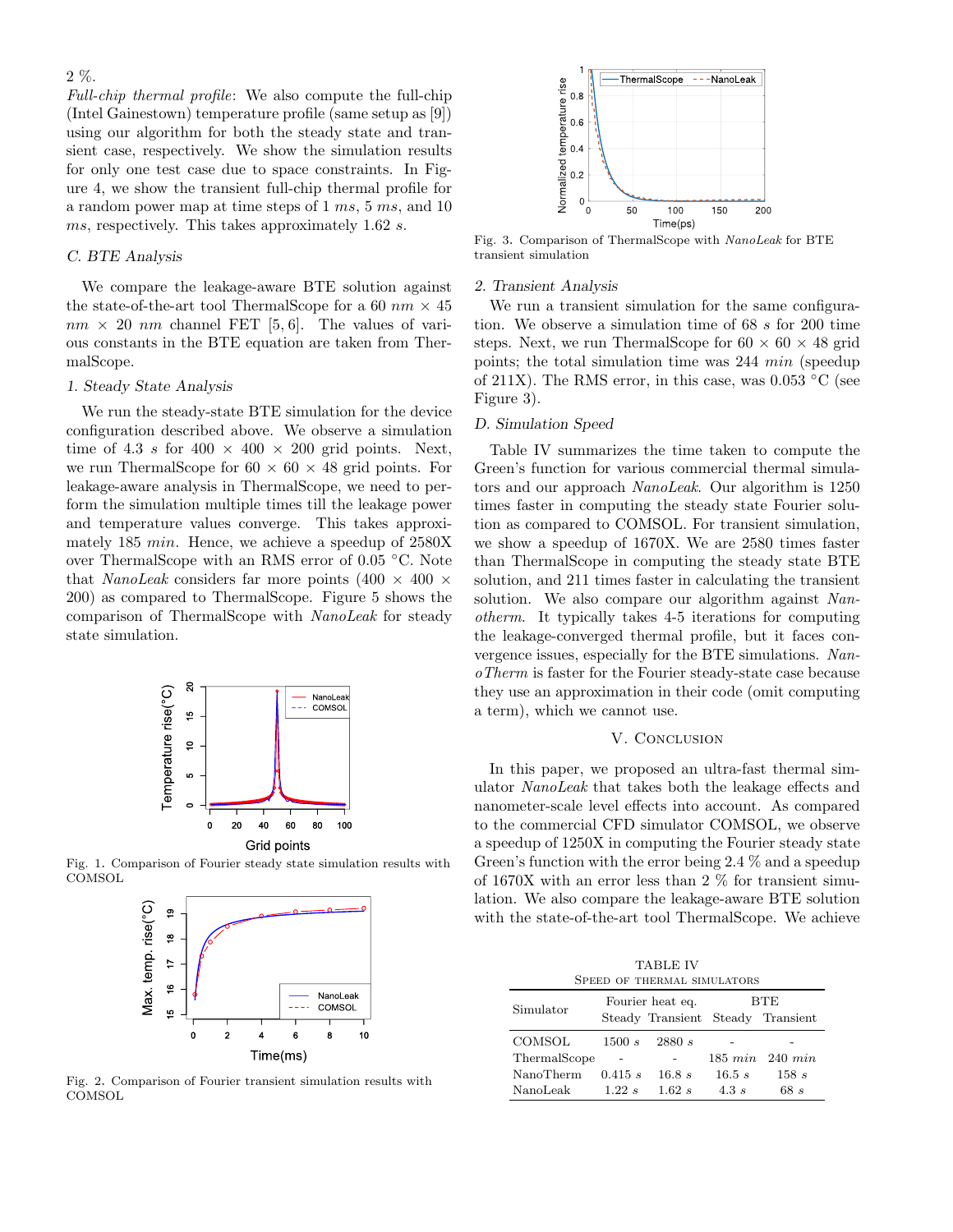2 %.

*Full-chip thermal profile*: We also compute the full-chip (Intel Gainestown) temperature profile (same setup as [9]) using our algorithm for both the steady state and transient case, respectively. We show the simulation results for only one test case due to space constraints. In Figure 4, we show the transient full-chip thermal profile for a random power map at time steps of 1 *ms*, 5 *ms*, and 10 *ms*, respectively. This takes approximately 1.62 *s*.

### C. BTE Analysis

We compare the leakage-aware BTE solution against the state-of-the-art tool ThermalScope for a 60 *nm* × 45 *nm* × 20 *nm* channel FET [5, 6]. The values of various constants in the BTE equation are taken from ThermalScope.

#### 1. Steady State Analysis

We run the steady-state BTE simulation for the device configuration described above. We observe a simulation time of 4.3 *s* for 400 × 400 × 200 grid points. Next, we run ThermalScope for 60 × 60 × 48 grid points. For leakage-aware analysis in ThermalScope, we need to perform the simulation multiple times till the leakage power and temperature values converge. This takes approximately 185 *min*. Hence, we achieve a speedup of 2580X over ThermalScope with an RMS error of 0.05 °C. Note that *NanoLeak* considers far more points (400 × 400 × 200) as compared to ThermalScope. Figure 5 shows the comparison of ThermalScope with *NanoLeak* for steady state simulation.

Fig. 1. Comparison of Fourier steady state simulation results with COMSOL

Fig. 2. Comparison of Fourier transient simulation results with COMSOL

Fig. 3. Comparison of ThermalScope with *NanoLeak* for BTE transient simulation

#### 2. Transient Analysis

We run a transient simulation for the same configuration. We observe a simulation time of 68 *s* for 200 time steps. Next, we run ThermalScope for 60 × 60 × 48 grid points; the total simulation time was 244 *min* (speedup of 211X). The RMS error, in this case, was 0.053 °C (see Figure 3).

### D. Simulation Speed

Table IV summarizes the time taken to compute the Green's function for various commercial thermal simulators and our approach *NanoLeak*. Our algorithm is 1250 times faster in computing the steady state Fourier solution as compared to COMSOL. For transient simulation, we show a speedup of 1670X. We are 2580 times faster than ThermalScope in computing the steady state BTE solution, and 211 times faster in calculating the transient solution. We also compare our algorithm against *Nanotherm*. It typically takes 4-5 iterations for computing the leakage-converged thermal profile, but it faces convergence issues, especially for the BTE simulations. *NanoTherm* is faster for the Fourier steady-state case because they use an approximation in their code (omit computing a term), which we cannot use.

## V. Conclusion

In this paper, we proposed an ultra-fast thermal simulator *NanoLeak* that takes both the leakage effects and nanometer-scale level effects into account. As compared to the commercial CFD simulator COMSOL, we observe a speedup of 1250X in computing the Fourier steady state Green's function with the error being 2.4 % and a speedup of 1670X with an error less than 2 % for transient simulation. We also compare the leakage-aware BTE solution with the state-of-the-art tool ThermalScope. We achieve

TABLE IV
Speed of thermal simulators

| Simulator | Fourier heat eq. | | BTE | |
|---|---|---|---|---|
| | Steady | Transient | Steady | Transient |
| COMSOL | 1500 *s* | 2880 *s* | - | - |
| ThermalScope | - | - | 185 *min* | 240 *min* |
| NanoTherm | 0.415 *s* | 16.8 *s* | 16.5 *s* | 158 *s* |
| NanoLeak | 1.22 *s* | 1.62 *s* | 4.3 *s* | 68 *s* |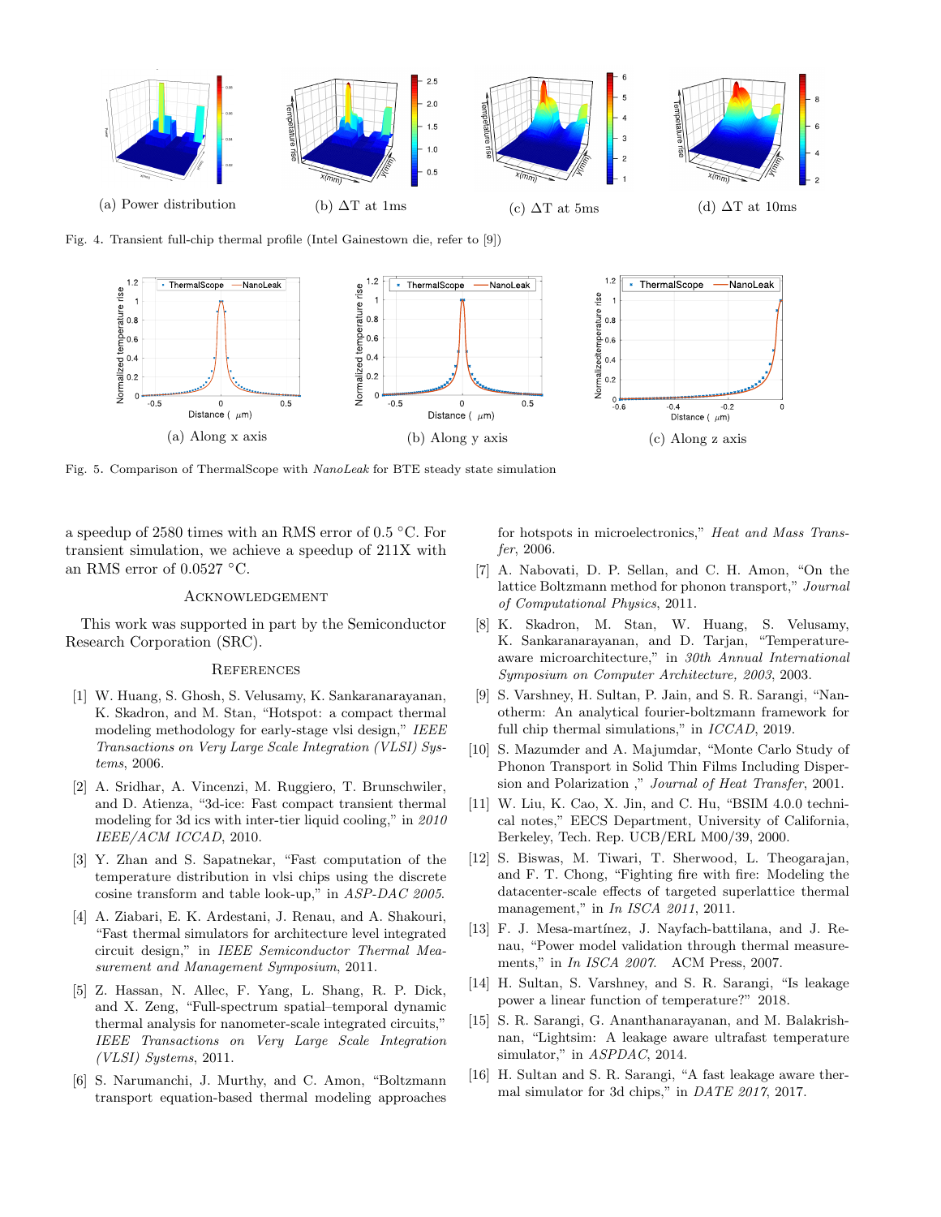(a) Power distribution

(b) ΔT at 1ms

(c) ΔT at 5ms

(d) ΔT at 10ms

Fig. 4. Transient full-chip thermal profile (Intel Gainestown die, refer to [9])

(a) Along x axis

(b) Along y axis

(c) Along z axis

Fig. 5. Comparison of ThermalScope with *NanoLeak* for BTE steady state simulation

a speedup of 2580 times with an RMS error of 0.5 °C. For transient simulation, we achieve a speedup of 211X with an RMS error of 0.0527 °C.

## Acknowledgement

This work was supported in part by the Semiconductor Research Corporation (SRC).

## References

[1] W. Huang, S. Ghosh, S. Velusamy, K. Sankaranarayanan, K. Skadron, and M. Stan, "Hotspot: a compact thermal modeling methodology for early-stage vlsi design," *IEEE Transactions on Very Large Scale Integration (VLSI) Systems*, 2006.

[2] A. Sridhar, A. Vincenzi, M. Ruggiero, T. Brunschwiler, and D. Atienza, "3d-ice: Fast compact transient thermal modeling for 3d ics with inter-tier liquid cooling," in *2010 IEEE/ACM ICCAD*, 2010.

[3] Y. Zhan and S. Sapatnekar, "Fast computation of the temperature distribution in vlsi chips using the discrete cosine transform and table look-up," in *ASP-DAC 2005*.

[4] A. Ziabari, E. K. Ardestani, J. Renau, and A. Shakouri, "Fast thermal simulators for architecture level integrated circuit design," in *IEEE Semiconductor Thermal Measurement and Management Symposium*, 2011.

[5] Z. Hassan, N. Allec, F. Yang, L. Shang, R. P. Dick, and X. Zeng, "Full-spectrum spatial–temporal dynamic thermal analysis for nanometer-scale integrated circuits," *IEEE Transactions on Very Large Scale Integration (VLSI) Systems*, 2011.

[6] S. Narumanchi, J. Murthy, and C. Amon, "Boltzmann transport equation-based thermal modeling approaches for hotspots in microelectronics," *Heat and Mass Transfer*, 2006.

[7] A. Nabovati, D. P. Sellan, and C. H. Amon, "On the lattice Boltzmann method for phonon transport," *Journal of Computational Physics*, 2011.

[8] K. Skadron, M. Stan, W. Huang, S. Velusamy, K. Sankaranarayanan, and D. Tarjan, "Temperature-aware microarchitecture," in *30th Annual International Symposium on Computer Architecture, 2003*, 2003.

[9] S. Varshney, H. Sultan, P. Jain, and S. R. Sarangi, "Nanotherm: An analytical fourier-boltzmann framework for full chip thermal simulations," in *ICCAD*, 2019.

[10] S. Mazumder and A. Majumdar, "Monte Carlo Study of Phonon Transport in Solid Thin Films Including Dispersion and Polarization ," *Journal of Heat Transfer*, 2001.

[11] W. Liu, K. Cao, X. Jin, and C. Hu, "BSIM 4.0.0 technical notes," EECS Department, University of California, Berkeley, Tech. Rep. UCB/ERL M00/39, 2000.

[12] S. Biswas, M. Tiwari, T. Sherwood, L. Theogarajan, and F. T. Chong, "Fighting fire with fire: Modeling the datacenter-scale effects of targeted superlattice thermal management," in *In ISCA 2011*, 2011.

[13] F. J. Mesa-martínez, J. Nayfach-battilana, and J. Renau, "Power model validation through thermal measurements," in *In ISCA 2007*. ACM Press, 2007.

[14] H. Sultan, S. Varshney, and S. R. Sarangi, "Is leakage power a linear function of temperature?" 2018.

[15] S. R. Sarangi, G. Ananthanarayanan, and M. Balakrishnan, "Lightsim: A leakage aware ultrafast temperature simulator," in *ASPDAC*, 2014.

[16] H. Sultan and S. R. Sarangi, "A fast leakage aware thermal simulator for 3d chips," in *DATE 2017*, 2017.